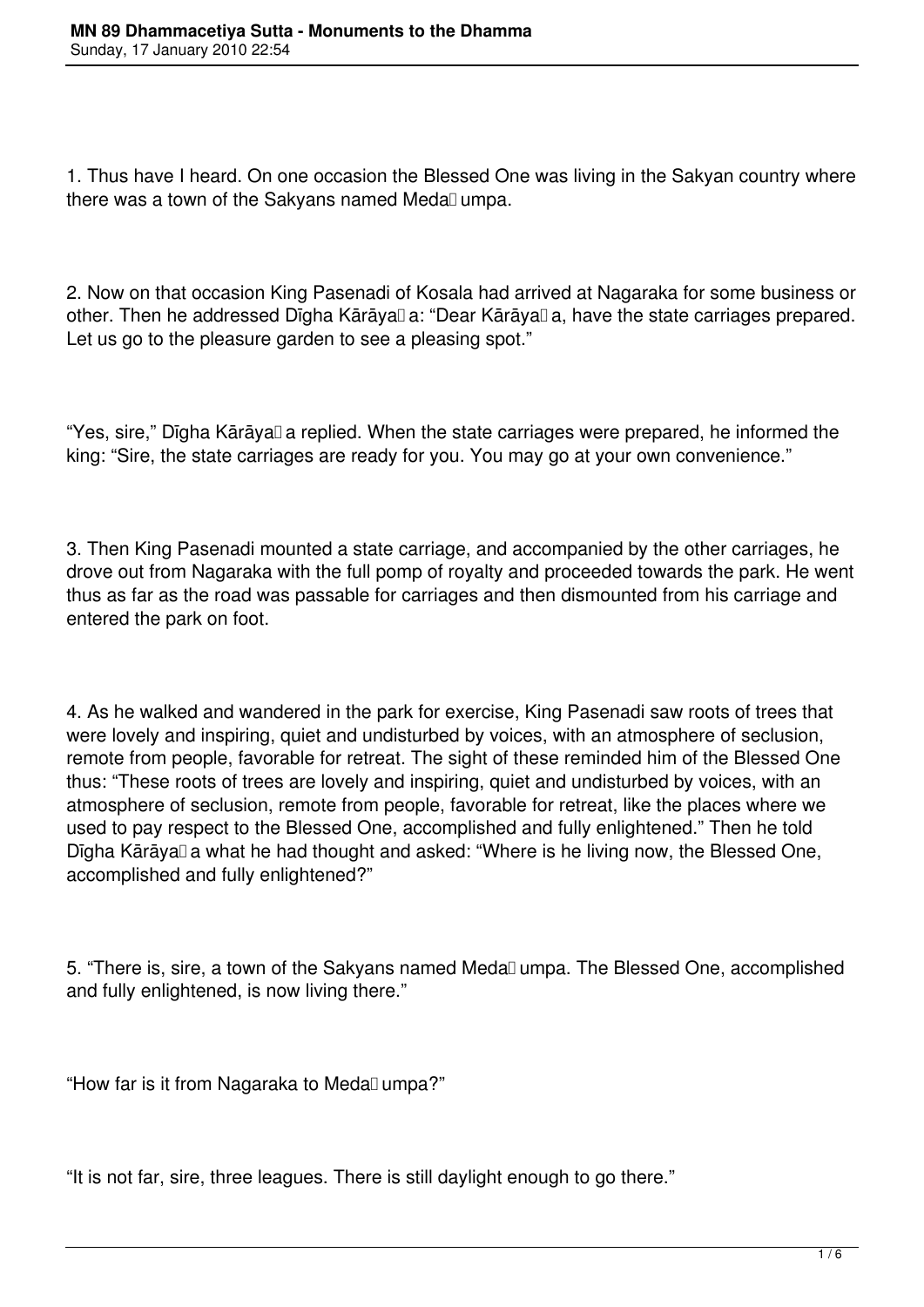1. Thus have I heard. On one occasion the Blessed One was living in the Sakyan country where there was a town of the Sakyans named Medaḷumpa.

2. Now on that occasion King Pasenadi of Kosala had arrived at Nagaraka for some business or other. Then he addressed Dīgha Kārāyaṇa: "Dear Kārāyaṇa, have the state carriages prepared. Let us go to the pleasure garden to see a pleasing spot."

"Yes, sire," Dīgha Kārāyaṇa replied. When the state carriages were prepared, he informed the king: "Sire, the state carriages are ready for you. You may go at your own convenience."

3. Then King Pasenadi mounted a state carriage, and accompanied by the other carriages, he drove out from Nagaraka with the full pomp of royalty and proceeded towards the park. He went thus as far as the road was passable for carriages and then dismounted from his carriage and entered the park on foot.

4. As he walked and wandered in the park for exercise, King Pasenadi saw roots of trees that were lovely and inspiring, quiet and undisturbed by voices, with an atmosphere of seclusion, remote from people, favorable for retreat. The sight of these reminded him of the Blessed One thus: "These roots of trees are lovely and inspiring, quiet and undisturbed by voices, with an atmosphere of seclusion, remote from people, favorable for retreat, like the places where we used to pay respect to the Blessed One, accomplished and fully enlightened." Then he told Dīgha Kārāyaṇa what he had thought and asked: "Where is he living now, the Blessed One, accomplished and fully enlightened?"

5. "There is, sire, a town of the Sakyans named Medaḷumpa. The Blessed One, accomplished and fully enlightened, is now living there."

"How far is it from Nagaraka to Medaḷumpa?"

"It is not far, sire, three leagues. There is still daylight enough to go there."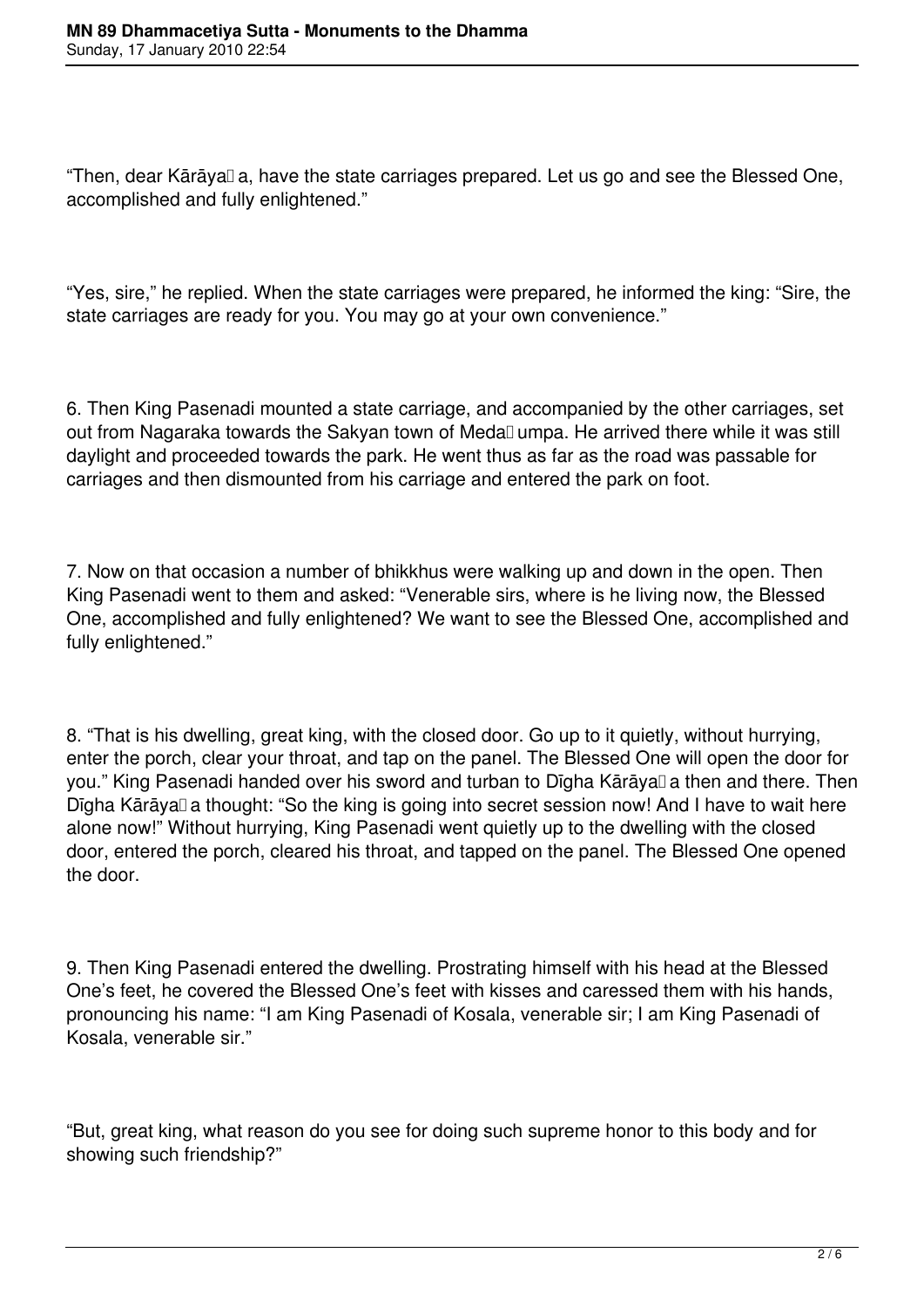“Then, dear Kārāyaṇa, have the state carriages prepared. Let us go and see the Blessed One, accomplished and fully enlightened.”

“Yes, sire,” he replied. When the state carriages were prepared, he informed the king: “Sire, the state carriages are ready for you. You may go at your own convenience.”

6. Then King Pasenadi mounted a state carriage, and accompanied by the other carriages, set out from Nagaraka towards the Sakyan town of Medaḷumpa. He arrived there while it was still daylight and proceeded towards the park. He went thus as far as the road was passable for carriages and then dismounted from his carriage and entered the park on foot.

7. Now on that occasion a number of bhikkhus were walking up and down in the open. Then King Pasenadi went to them and asked: “Venerable sirs, where is he living now, the Blessed One, accomplished and fully enlightened? We want to see the Blessed One, accomplished and fully enlightened.”

8. “That is his dwelling, great king, with the closed door. Go up to it quietly, without hurrying, enter the porch, clear your throat, and tap on the panel. The Blessed One will open the door for you.” King Pasenadi handed over his sword and turban to Dīgha Kārāyaṇa then and there. Then Dīgha Kārāyaṇa thought: “So the king is going into secret session now! And I have to wait here alone now!” Without hurrying, King Pasenadi went quietly up to the dwelling with the closed door, entered the porch, cleared his throat, and tapped on the panel. The Blessed One opened the door.

9. Then King Pasenadi entered the dwelling. Prostrating himself with his head at the Blessed One’s feet, he covered the Blessed One’s feet with kisses and caressed them with his hands, pronouncing his name: “I am King Pasenadi of Kosala, venerable sir; I am King Pasenadi of Kosala, venerable sir.”

“But, great king, what reason do you see for doing such supreme honor to this body and for showing such friendship?”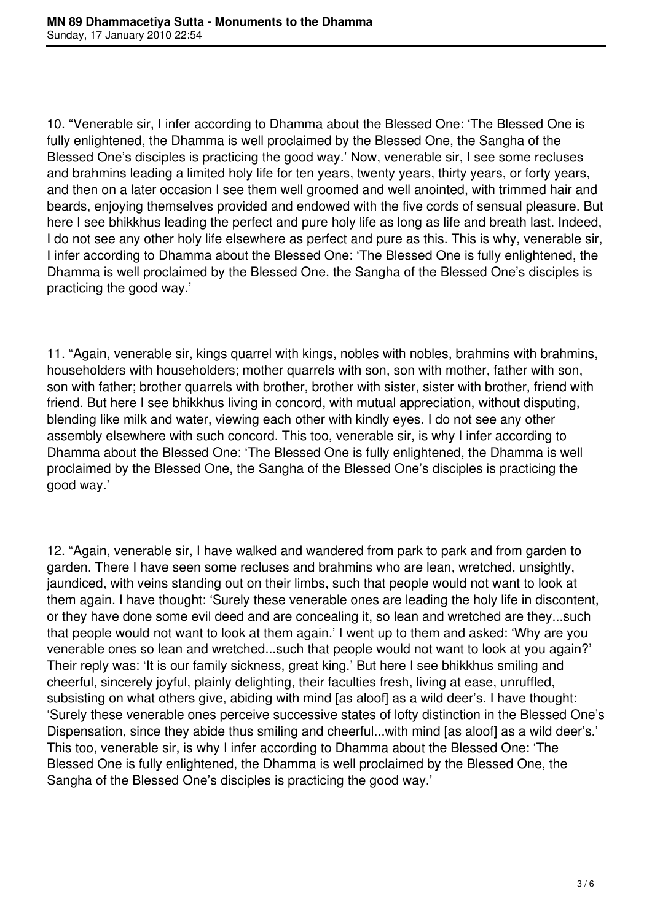10. “Venerable sir, I infer according to Dhamma about the Blessed One: ‘The Blessed One is fully enlightened, the Dhamma is well proclaimed by the Blessed One, the Sangha of the Blessed One’s disciples is practicing the good way.’ Now, venerable sir, I see some recluses and brahmins leading a limited holy life for ten years, twenty years, thirty years, or forty years, and then on a later occasion I see them well groomed and well anointed, with trimmed hair and beards, enjoying themselves provided and endowed with the five cords of sensual pleasure. But here I see bhikkhus leading the perfect and pure holy life as long as life and breath last. Indeed, I do not see any other holy life elsewhere as perfect and pure as this. This is why, venerable sir, I infer according to Dhamma about the Blessed One: ‘The Blessed One is fully enlightened, the Dhamma is well proclaimed by the Blessed One, the Sangha of the Blessed One’s disciples is practicing the good way.’

11. “Again, venerable sir, kings quarrel with kings, nobles with nobles, brahmins with brahmins, householders with householders; mother quarrels with son, son with mother, father with son, son with father; brother quarrels with brother, brother with sister, sister with brother, friend with friend. But here I see bhikkhus living in concord, with mutual appreciation, without disputing, blending like milk and water, viewing each other with kindly eyes. I do not see any other assembly elsewhere with such concord. This too, venerable sir, is why I infer according to Dhamma about the Blessed One: ‘The Blessed One is fully enlightened, the Dhamma is well proclaimed by the Blessed One, the Sangha of the Blessed One’s disciples is practicing the good way.’

12. “Again, venerable sir, I have walked and wandered from park to park and from garden to garden. There I have seen some recluses and brahmins who are lean, wretched, unsightly, jaundiced, with veins standing out on their limbs, such that people would not want to look at them again. I have thought: ‘Surely these venerable ones are leading the holy life in discontent, or they have done some evil deed and are concealing it, so lean and wretched are they...such that people would not want to look at them again.’ I went up to them and asked: ‘Why are you venerable ones so lean and wretched...such that people would not want to look at you again?’ Their reply was: ‘It is our family sickness, great king.’ But here I see bhikkhus smiling and cheerful, sincerely joyful, plainly delighting, their faculties fresh, living at ease, unruffled, subsisting on what others give, abiding with mind [as aloof] as a wild deer’s. I have thought: ‘Surely these venerable ones perceive successive states of lofty distinction in the Blessed One’s Dispensation, since they abide thus smiling and cheerful...with mind [as aloof] as a wild deer’s.’ This too, venerable sir, is why I infer according to Dhamma about the Blessed One: ‘The Blessed One is fully enlightened, the Dhamma is well proclaimed by the Blessed One, the Sangha of the Blessed One’s disciples is practicing the good way.’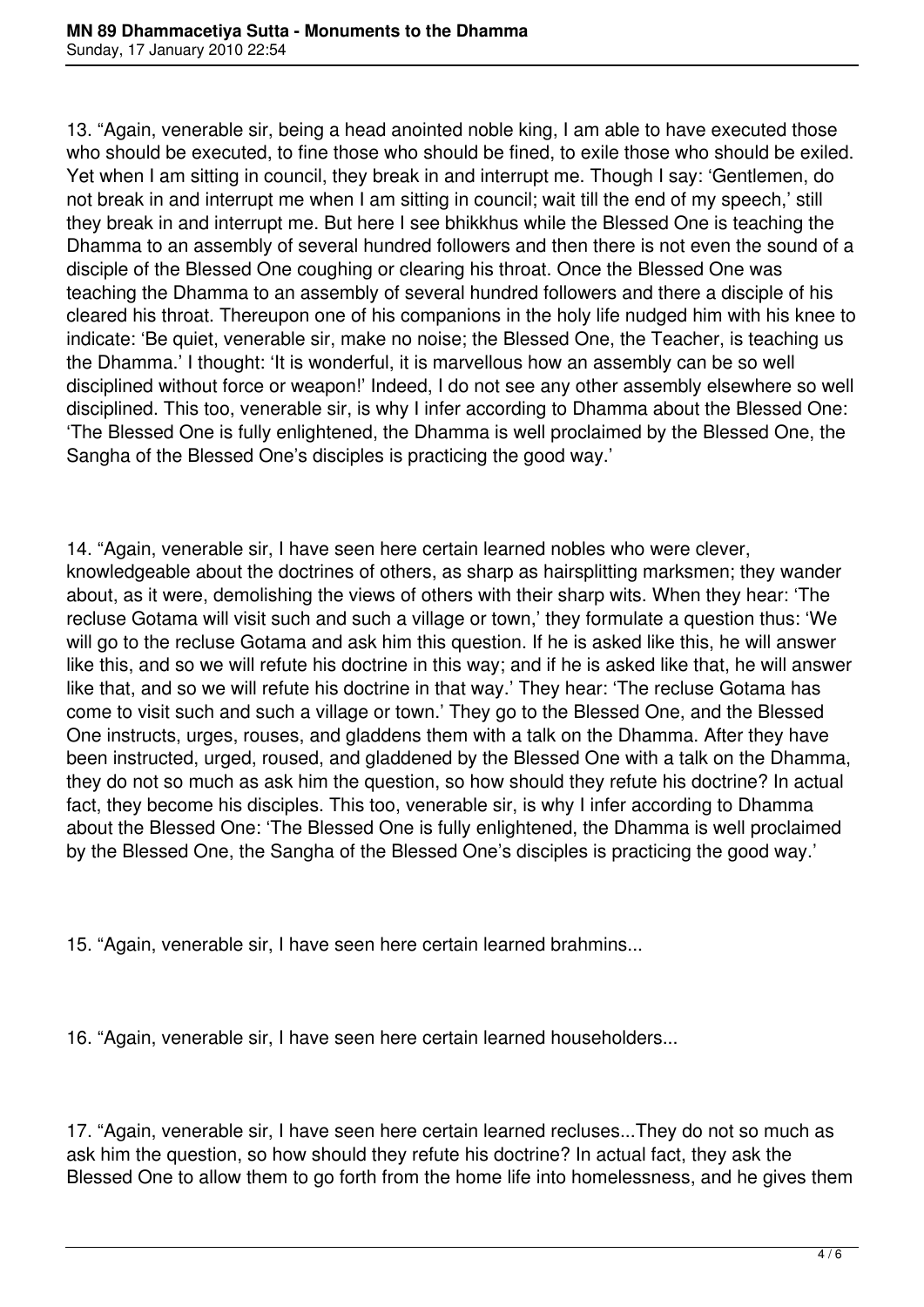13. “Again, venerable sir, being a head anointed noble king, I am able to have executed those who should be executed, to fine those who should be fined, to exile those who should be exiled. Yet when I am sitting in council, they break in and interrupt me. Though I say: ‘Gentlemen, do not break in and interrupt me when I am sitting in council; wait till the end of my speech,’ still they break in and interrupt me. But here I see bhikkhus while the Blessed One is teaching the Dhamma to an assembly of several hundred followers and then there is not even the sound of a disciple of the Blessed One coughing or clearing his throat. Once the Blessed One was teaching the Dhamma to an assembly of several hundred followers and there a disciple of his cleared his throat. Thereupon one of his companions in the holy life nudged him with his knee to indicate: ‘Be quiet, venerable sir, make no noise; the Blessed One, the Teacher, is teaching us the Dhamma.’ I thought: ‘It is wonderful, it is marvellous how an assembly can be so well disciplined without force or weapon!’ Indeed, I do not see any other assembly elsewhere so well disciplined. This too, venerable sir, is why I infer according to Dhamma about the Blessed One: ‘The Blessed One is fully enlightened, the Dhamma is well proclaimed by the Blessed One, the Sangha of the Blessed One’s disciples is practicing the good way.’

14. “Again, venerable sir, I have seen here certain learned nobles who were clever, knowledgeable about the doctrines of others, as sharp as hairsplitting marksmen; they wander about, as it were, demolishing the views of others with their sharp wits. When they hear: ‘The recluse Gotama will visit such and such a village or town,’ they formulate a question thus: ‘We will go to the recluse Gotama and ask him this question. If he is asked like this, he will answer like this, and so we will refute his doctrine in this way; and if he is asked like that, he will answer like that, and so we will refute his doctrine in that way.’ They hear: ‘The recluse Gotama has come to visit such and such a village or town.’ They go to the Blessed One, and the Blessed One instructs, urges, rouses, and gladdens them with a talk on the Dhamma. After they have been instructed, urged, roused, and gladdened by the Blessed One with a talk on the Dhamma, they do not so much as ask him the question, so how should they refute his doctrine? In actual fact, they become his disciples. This too, venerable sir, is why I infer according to Dhamma about the Blessed One: ‘The Blessed One is fully enlightened, the Dhamma is well proclaimed by the Blessed One, the Sangha of the Blessed One’s disciples is practicing the good way.’

15. “Again, venerable sir, I have seen here certain learned brahmins...

16. “Again, venerable sir, I have seen here certain learned householders...

17. “Again, venerable sir, I have seen here certain learned recluses...They do not so much as ask him the question, so how should they refute his doctrine? In actual fact, they ask the Blessed One to allow them to go forth from the home life into homelessness, and he gives them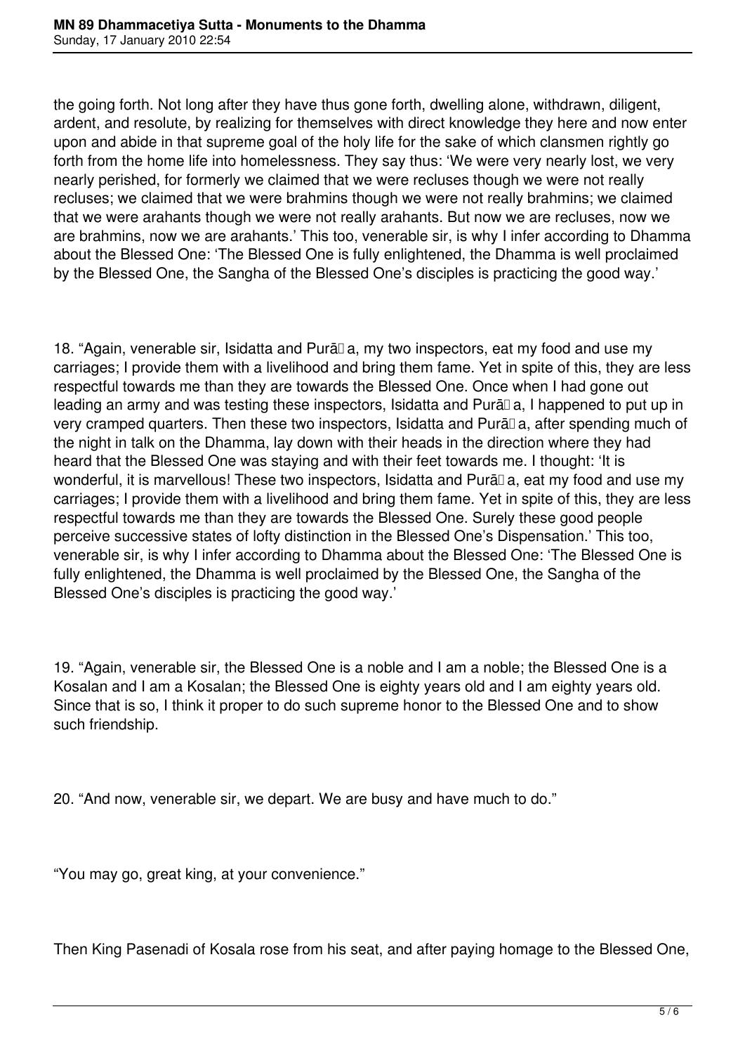the going forth. Not long after they have thus gone forth, dwelling alone, withdrawn, diligent, ardent, and resolute, by realizing for themselves with direct knowledge they here and now enter upon and abide in that supreme goal of the holy life for the sake of which clansmen rightly go forth from the home life into homelessness. They say thus: 'We were very nearly lost, we very nearly perished, for formerly we claimed that we were recluses though we were not really recluses; we claimed that we were brahmins though we were not really brahmins; we claimed that we were arahants though we were not really arahants. But now we are recluses, now we are brahmins, now we are arahants.' This too, venerable sir, is why I infer according to Dhamma about the Blessed One: 'The Blessed One is fully enlightened, the Dhamma is well proclaimed by the Blessed One, the Sangha of the Blessed One's disciples is practicing the good way.'

18. "Again, venerable sir, Isidatta and Purāṇa, my two inspectors, eat my food and use my carriages; I provide them with a livelihood and bring them fame. Yet in spite of this, they are less respectful towards me than they are towards the Blessed One. Once when I had gone out leading an army and was testing these inspectors, Isidatta and Purāṇa, I happened to put up in very cramped quarters. Then these two inspectors, Isidatta and Purāṇa, after spending much of the night in talk on the Dhamma, lay down with their heads in the direction where they had heard that the Blessed One was staying and with their feet towards me. I thought: 'It is wonderful, it is marvellous! These two inspectors, Isidatta and Purāṇa, eat my food and use my carriages; I provide them with a livelihood and bring them fame. Yet in spite of this, they are less respectful towards me than they are towards the Blessed One. Surely these good people perceive successive states of lofty distinction in the Blessed One's Dispensation.' This too, venerable sir, is why I infer according to Dhamma about the Blessed One: 'The Blessed One is fully enlightened, the Dhamma is well proclaimed by the Blessed One, the Sangha of the Blessed One's disciples is practicing the good way.'

19. "Again, venerable sir, the Blessed One is a noble and I am a noble; the Blessed One is a Kosalan and I am a Kosalan; the Blessed One is eighty years old and I am eighty years old. Since that is so, I think it proper to do such supreme honor to the Blessed One and to show such friendship.

20. "And now, venerable sir, we depart. We are busy and have much to do."

"You may go, great king, at your convenience."

Then King Pasenadi of Kosala rose from his seat, and after paying homage to the Blessed One,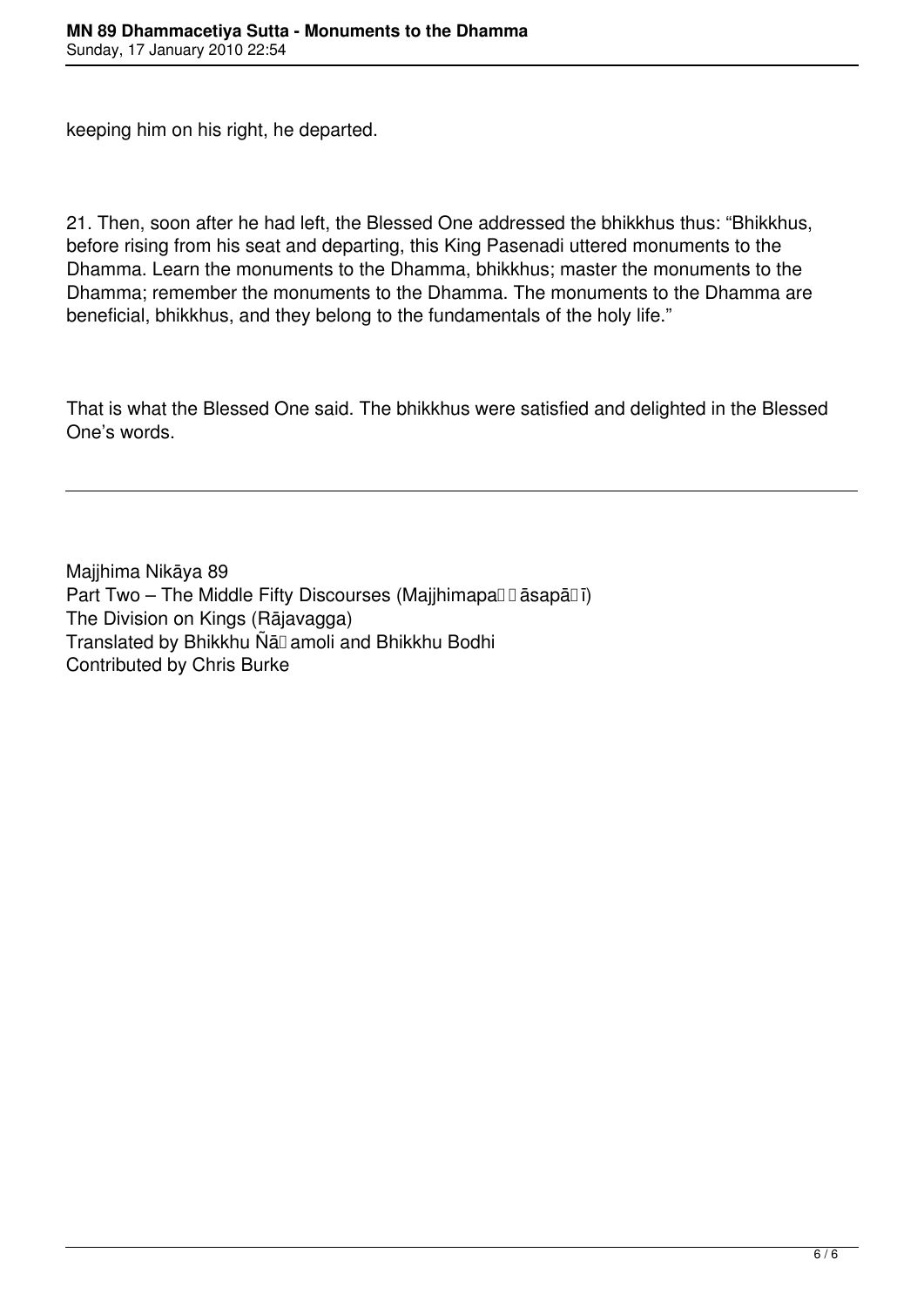keeping him on his right, he departed.

21. Then, soon after he had left, the Blessed One addressed the bhikkhus thus: “Bhikkhus, before rising from his seat and departing, this King Pasenadi uttered monuments to the Dhamma. Learn the monuments to the Dhamma, bhikkhus; master the monuments to the Dhamma; remember the monuments to the Dhamma. The monuments to the Dhamma are beneficial, bhikkhus, and they belong to the fundamentals of the holy life.”

That is what the Blessed One said. The bhikkhus were satisfied and delighted in the Blessed One’s words.

---

Majjhima Nikāya 89
Part Two – The Middle Fifty Discourses (Majjhimapaṇṇāsapāḷi)
The Division on Kings (Rājavagga)
Translated by Bhikkhu Ñāṇamoli and Bhikkhu Bodhi
Contributed by Chris Burke